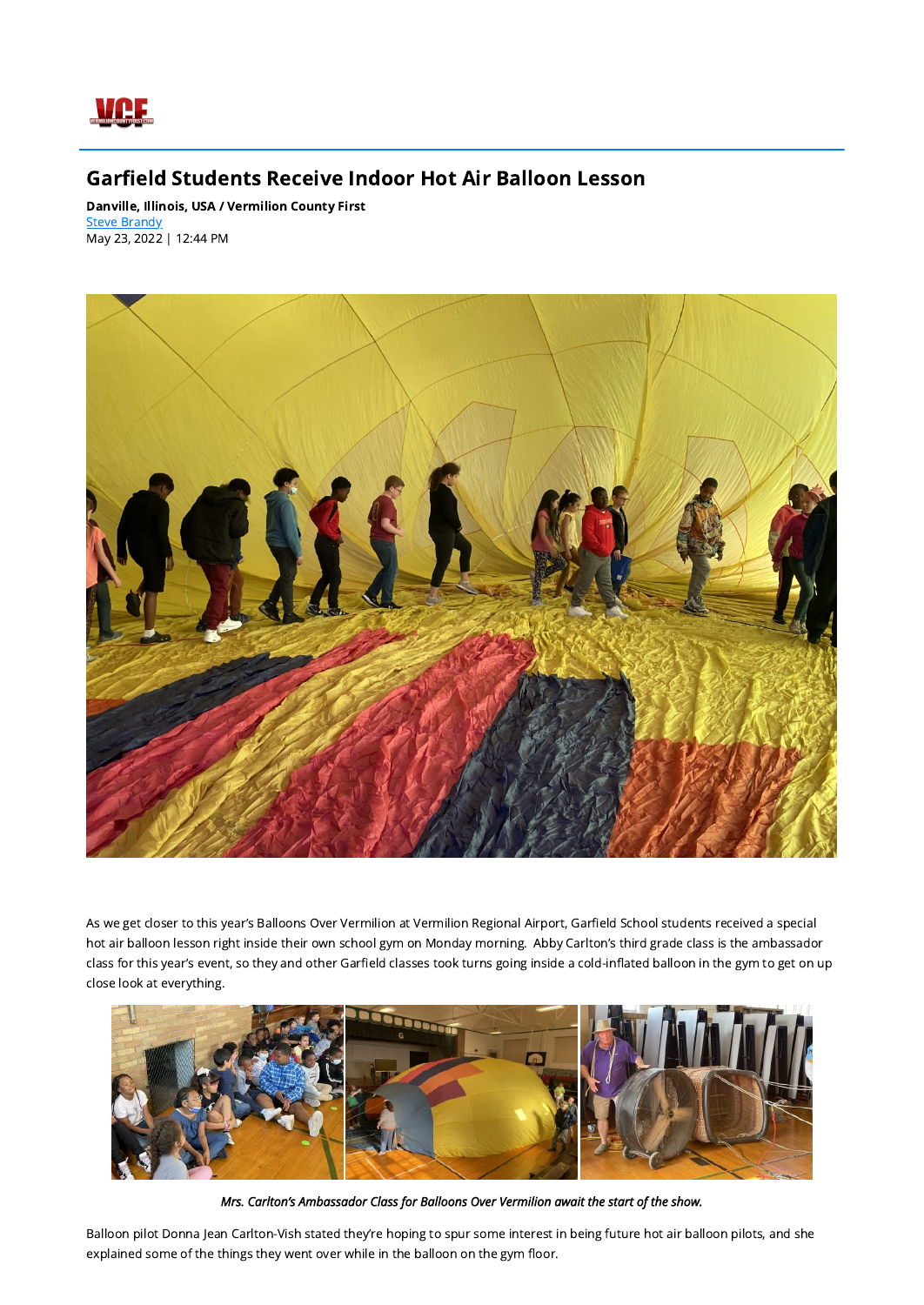# Garfield Students Receive Indoor Hot Air Balloon Lesson

**Danville, Illinois, USA / Vermilion County First**
[Steve Brandy]
May 23, 2022 | 12:44 PM

As we get closer to this year's Balloons Over Vermilion at Vermilion Regional Airport, Garfield School students received a special hot air balloon lesson right inside their own school gym on Monday morning. Abby Carlton's third grade class is the ambassador class for this year's event, so they and other Garfield classes took turns going inside a cold-inflated balloon in the gym to get on up close look at everything.

*Mrs. Carlton's Ambassador Class for Balloons Over Vermilion await the start of the show.*

Balloon pilot Donna Jean Carlton-Vish stated they're hoping to spur some interest in being future hot air balloon pilots, and she explained some of the things they went over while in the balloon on the gym floor.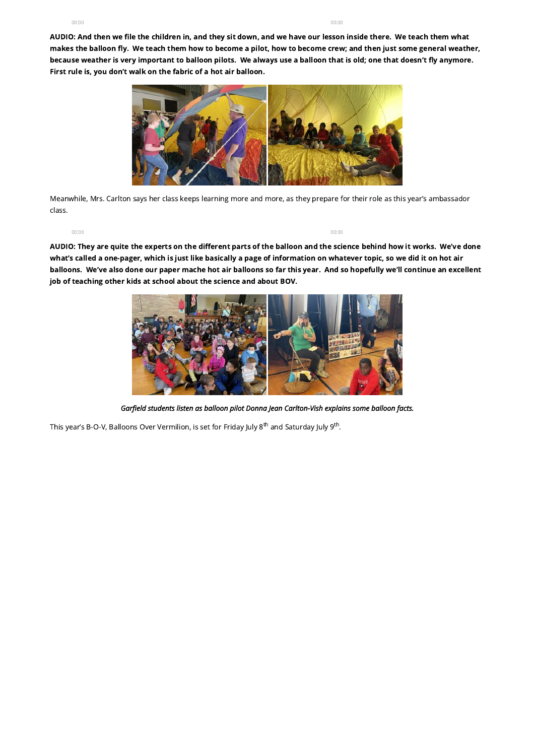**AUDIO: And then we file the children in, and they sit down, and we have our lesson inside there. We teach them what makes the balloon fly. We teach them how to become a pilot, how to become crew; and then just some general weather, because weather is very important to balloon pilots. We always use a balloon that is old; one that doesn't fly anymore. First rule is, you don't walk on the fabric of a hot air balloon.**

Meanwhile, Mrs. Carlton says her class keeps learning more and more, as they prepare for their role as this year's ambassador class.

**AUDIO: They are quite the experts on the different parts of the balloon and the science behind how it works. We've done what's called a one-pager, which is just like basically a page of information on whatever topic, so we did it on hot air balloons. We've also done our paper mache hot air balloons so far this year. And so hopefully we'll continue an excellent job of teaching other kids at school about the science and about BOV.**

*Garfield students listen as balloon pilot Donna Jean Carlton-Vish explains some balloon facts.*

This year's B-O-V, Balloons Over Vermilion, is set for Friday July 8th and Saturday July 9th.